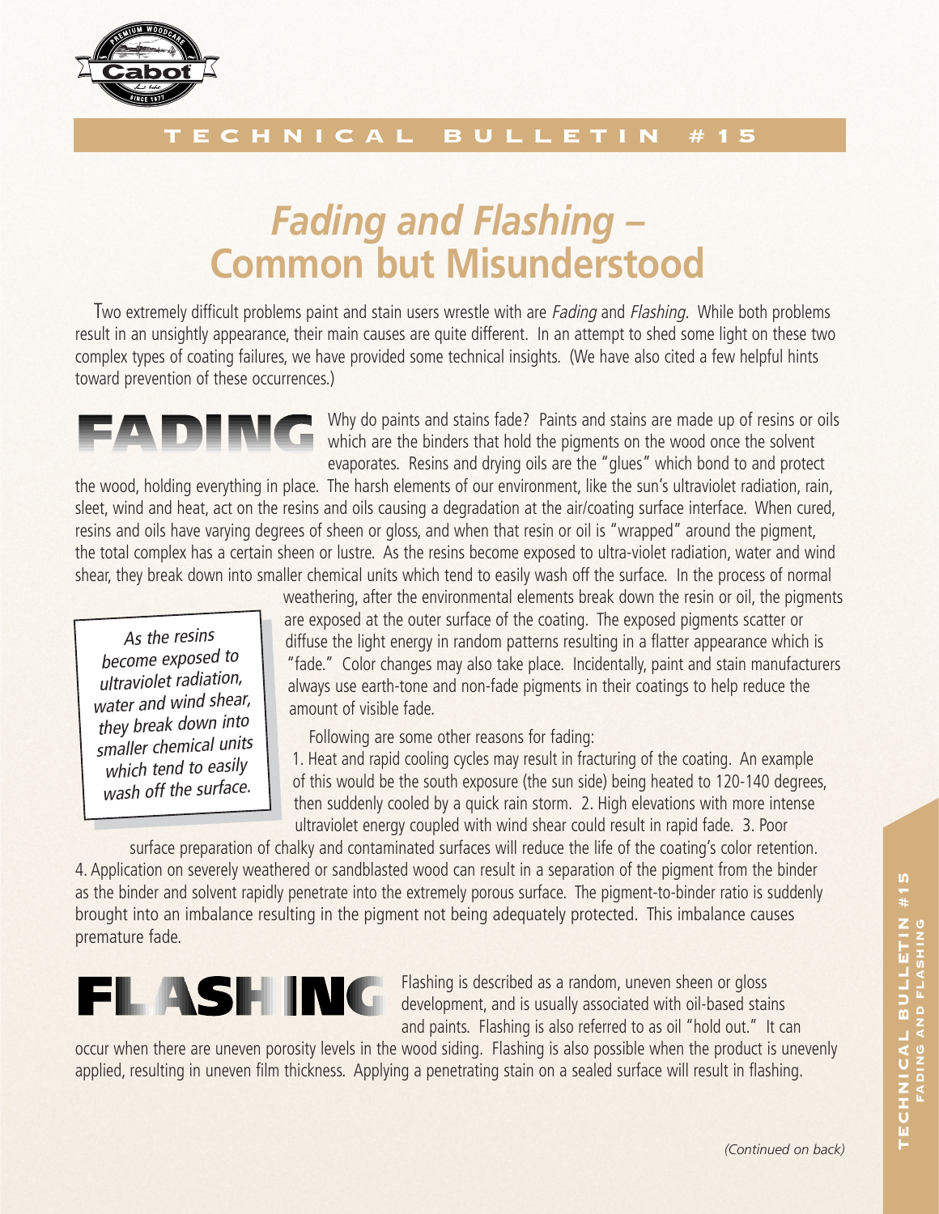**TECHNICAL BULLETIN #15**

# *Fading and Flashing –* Common but Misunderstood

Two extremely difficult problems paint and stain users wrestle with are *Fading* and *Flashing.* While both problems result in an unsightly appearance, their main causes are quite different. In an attempt to shed some light on these two complex types of coating failures, we have provided some technical insights. (We have also cited a few helpful hints toward prevention of these occurrences.)

## FADING

Why do paints and stains fade? Paints and stains are made up of resins or oils which are the binders that hold the pigments on the wood once the solvent evaporates. Resins and drying oils are the "glues" which bond to and protect the wood, holding everything in place. The harsh elements of our environment, like the sun's ultraviolet radiation, rain, sleet, wind and heat, act on the resins and oils causing a degradation at the air/coating surface interface. When cured, resins and oils have varying degrees of sheen or gloss, and when that resin or oil is "wrapped" around the pigment, the total complex has a certain sheen or lustre. As the resins become exposed to ultra-violet radiation, water and wind shear, they break down into smaller chemical units which tend to easily wash off the surface. In the process of normal weathering, after the environmental elements break down the resin or oil, the pigments are exposed at the outer surface of the coating. The exposed pigments scatter or diffuse the light energy in random patterns resulting in a flatter appearance which is "fade." Color changes may also take place. Incidentally, paint and stain manufacturers always use earth-tone and non-fade pigments in their coatings to help reduce the amount of visible fade.

> *As the resins become exposed to ultraviolet radiation, water and wind shear, they break down into smaller chemical units which tend to easily wash off the surface.*

Following are some other reasons for fading:

1. Heat and rapid cooling cycles may result in fracturing of the coating. An example of this would be the south exposure (the sun side) being heated to 120-140 degrees, then suddenly cooled by a quick rain storm. 2. High elevations with more intense ultraviolet energy coupled with wind shear could result in rapid fade. 3. Poor surface preparation of chalky and contaminated surfaces will reduce the life of the coating's color retention.
4. Application on severely weathered or sandblasted wood can result in a separation of the pigment from the binder as the binder and solvent rapidly penetrate into the extremely porous surface. The pigment-to-binder ratio is suddenly brought into an imbalance resulting in the pigment not being adequately protected. This imbalance causes premature fade.

## FLASHING

Flashing is described as a random, uneven sheen or gloss development, and is usually associated with oil-based stains and paints. Flashing is also referred to as oil "hold out." It can occur when there are uneven porosity levels in the wood siding. Flashing is also possible when the product is unevenly applied, resulting in uneven film thickness. Applying a penetrating stain on a sealed surface will result in flashing.

*(Continued on back)*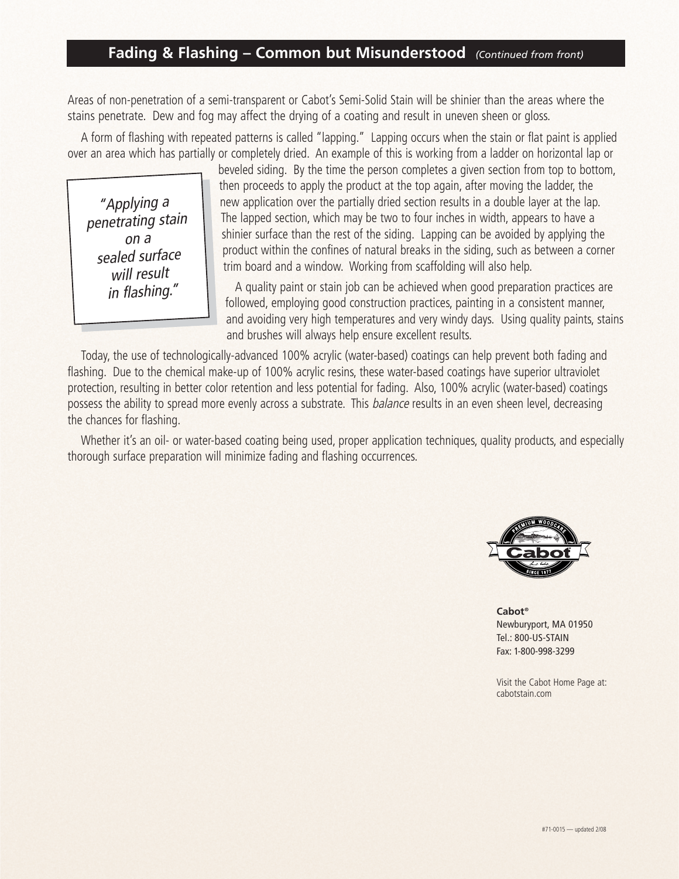## Fading & Flashing – Common but Misunderstood *(Continued from front)*

Areas of non-penetration of a semi-transparent or Cabot's Semi-Solid Stain will be shinier than the areas where the stains penetrate. Dew and fog may affect the drying of a coating and result in uneven sheen or gloss.

A form of flashing with repeated patterns is called "lapping." Lapping occurs when the stain or flat paint is applied over an area which has partially or completely dried. An example of this is working from a ladder on horizontal lap or beveled siding. By the time the person completes a given section from top to bottom, then proceeds to apply the product at the top again, after moving the ladder, the new application over the partially dried section results in a double layer at the lap. The lapped section, which may be two to four inches in width, appears to have a shinier surface than the rest of the siding. Lapping can be avoided by applying the product within the confines of natural breaks in the siding, such as between a corner trim board and a window. Working from scaffolding will also help.

> *"Applying a penetrating stain on a sealed surface will result in flashing."*

A quality paint or stain job can be achieved when good preparation practices are followed, employing good construction practices, painting in a consistent manner, and avoiding very high temperatures and very windy days. Using quality paints, stains and brushes will always help ensure excellent results.

Today, the use of technologically-advanced 100% acrylic (water-based) coatings can help prevent both fading and flashing. Due to the chemical make-up of 100% acrylic resins, these water-based coatings have superior ultraviolet protection, resulting in better color retention and less potential for fading. Also, 100% acrylic (water-based) coatings possess the ability to spread more evenly across a substrate. This *balance* results in an even sheen level, decreasing the chances for flashing.

Whether it's an oil- or water-based coating being used, proper application techniques, quality products, and especially thorough surface preparation will minimize fading and flashing occurrences.

**Cabot®**
Newburyport, MA 01950
Tel.: 800-US-STAIN
Fax: 1-800-998-3299

Visit the Cabot Home Page at:
cabotstain.com

#71-0015 — updated 2/08